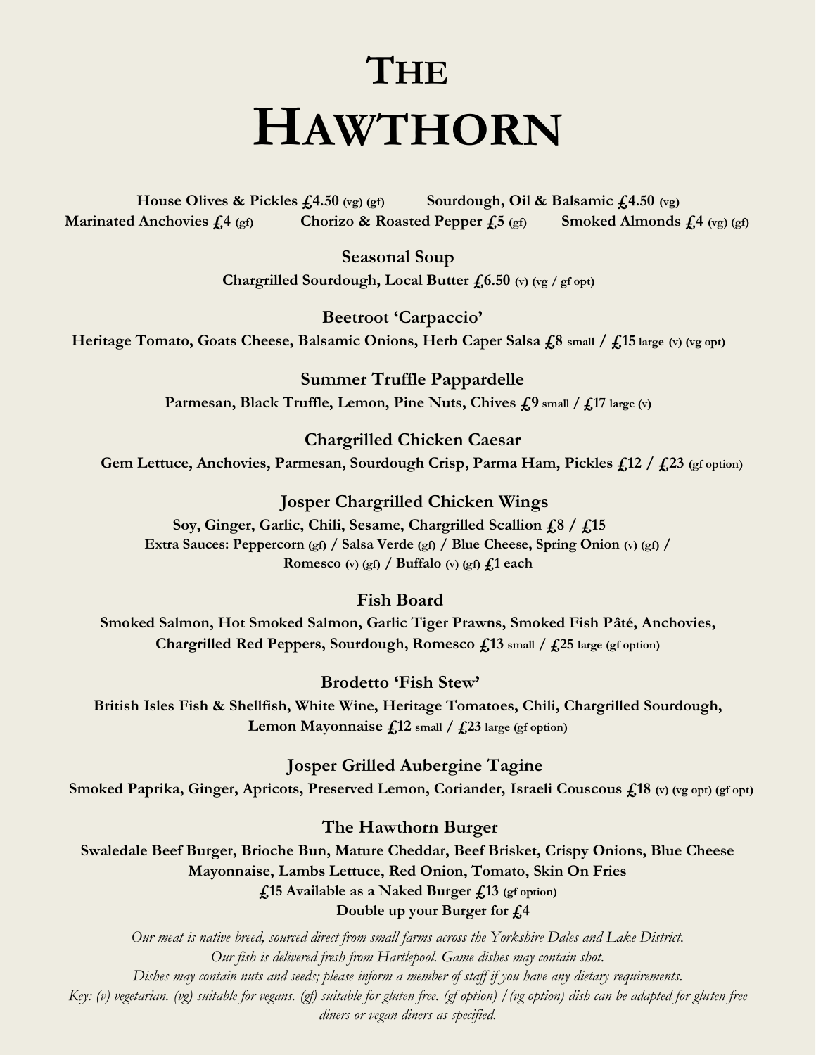# The Hawthorn

**House Olives & Pickles £4.50** (vg) (gf) **Sourdough, Oil & Balsamic £4.50** (vg)
**Marinated Anchovies £4** (gf) **Chorizo & Roasted Pepper £5** (gf) **Smoked Almonds £4** (vg) (gf)

### Seasonal Soup
**Chargrilled Sourdough, Local Butter £6.50** (v) (vg / gf opt)

### Beetroot 'Carpaccio'
**Heritage Tomato, Goats Cheese, Balsamic Onions, Herb Caper Salsa £8** small **/ £15** large (v) (vg opt)

### Summer Truffle Pappardelle
**Parmesan, Black Truffle, Lemon, Pine Nuts, Chives £9** small **/ £17** large (v)

### Chargrilled Chicken Caesar
**Gem Lettuce, Anchovies, Parmesan, Sourdough Crisp, Parma Ham, Pickles £12 / £23** (gf option)

### Josper Chargrilled Chicken Wings
**Soy, Ginger, Garlic, Chili, Sesame, Chargrilled Scallion £8 / £15**
**Extra Sauces: Peppercorn** (gf) **/ Salsa Verde** (gf) **/ Blue Cheese, Spring Onion** (v) (gf) **/ Romesco** (v) (gf) **/ Buffalo** (v) (gf) **£1 each**

### Fish Board
**Smoked Salmon, Hot Smoked Salmon, Garlic Tiger Prawns, Smoked Fish Pâté, Anchovies, Chargrilled Red Peppers, Sourdough, Romesco £13** small **/ £25** large (gf option)

### Brodetto 'Fish Stew'
**British Isles Fish & Shellfish, White Wine, Heritage Tomatoes, Chili, Chargrilled Sourdough, Lemon Mayonnaise £12** small **/ £23** large (gf option)

### Josper Grilled Aubergine Tagine
**Smoked Paprika, Ginger, Apricots, Preserved Lemon, Coriander, Israeli Couscous £18** (v) (vg opt) (gf opt)

### The Hawthorn Burger
**Swaledale Beef Burger, Brioche Bun, Mature Cheddar, Beef Brisket, Crispy Onions, Blue Cheese Mayonnaise, Lambs Lettuce, Red Onion, Tomato, Skin On Fries**
**£15 Available as a Naked Burger £13** (gf option)
**Double up your Burger for £4**

*Our meat is native breed, sourced direct from small farms across the Yorkshire Dales and Lake District.*
*Our fish is delivered fresh from Hartlepool. Game dishes may contain shot.*
*Dishes may contain nuts and seeds; please inform a member of staff if you have any dietary requirements.*
*Key: (v) vegetarian. (vg) suitable for vegans. (gf) suitable for gluten free. (gf option) /(vg option) dish can be adapted for gluten free diners or vegan diners as specified.*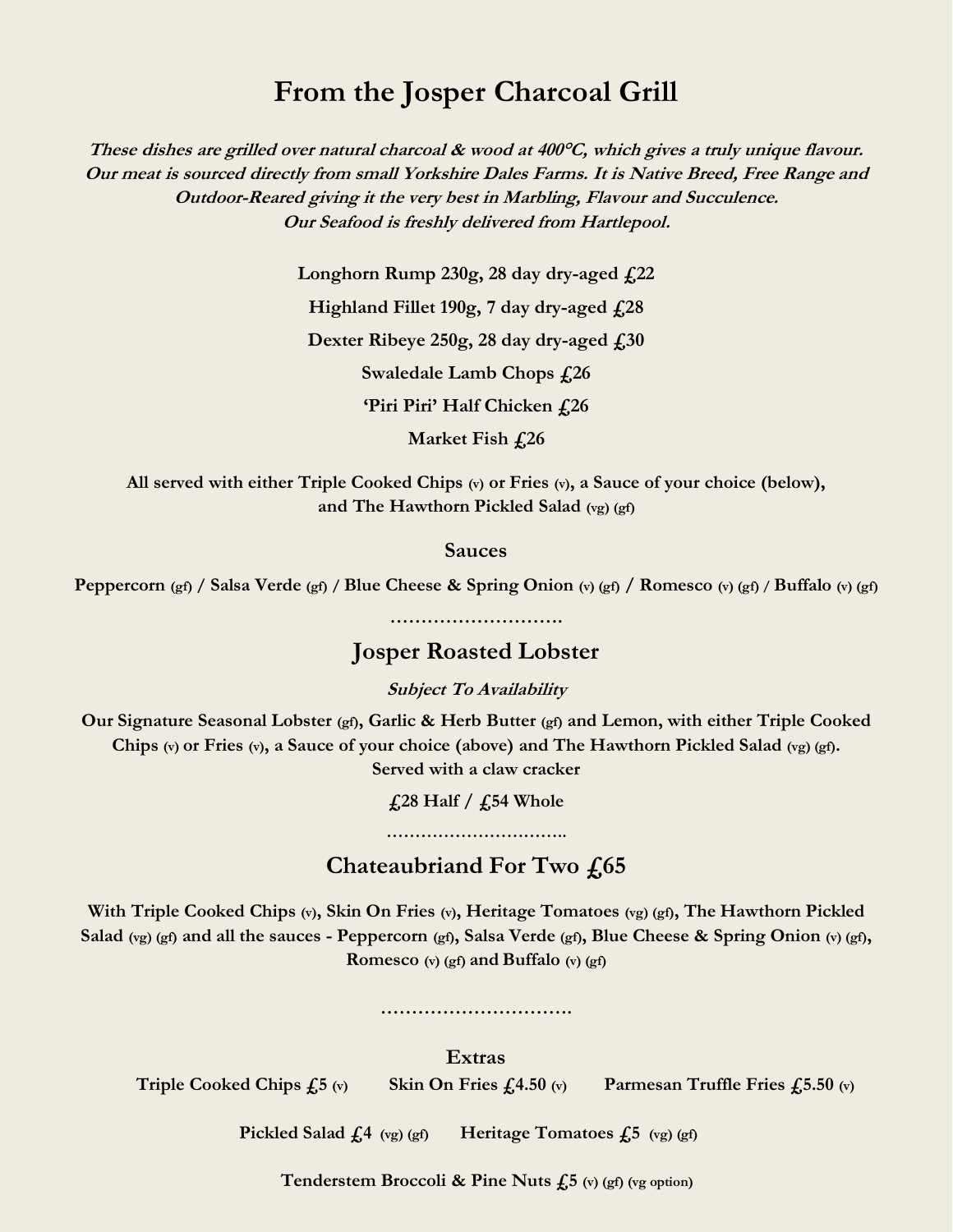# From the Josper Charcoal Grill

***These dishes are grilled over natural charcoal & wood at 400°C, which gives a truly unique flavour. Our meat is sourced directly from small Yorkshire Dales Farms. It is Native Breed, Free Range and Outdoor-Reared giving it the very best in Marbling, Flavour and Succulence.***
***Our Seafood is freshly delivered from Hartlepool.***

**Longhorn Rump 230g, 28 day dry-aged £22**

**Highland Fillet 190g, 7 day dry-aged £28**

**Dexter Ribeye 250g, 28 day dry-aged £30**

**Swaledale Lamb Chops £26**

**'Piri Piri' Half Chicken £26**

**Market Fish £26**

**All served with either Triple Cooked Chips (v) or Fries (v), a Sauce of your choice (below), and The Hawthorn Pickled Salad (vg) (gf)**

## Sauces

**Peppercorn (gf) / Salsa Verde (gf) / Blue Cheese & Spring Onion (v) (gf) / Romesco (v) (gf) / Buffalo (v) (gf)**

……………………….

## Josper Roasted Lobster

***Subject To Availability***

**Our Signature Seasonal Lobster (gf), Garlic & Herb Butter (gf) and Lemon, with either Triple Cooked Chips (v) or Fries (v), a Sauce of your choice (above) and The Hawthorn Pickled Salad (vg) (gf). Served with a claw cracker**

**£28 Half / £54 Whole**

…………………………..

## Chateaubriand For Two £65

**With Triple Cooked Chips (v), Skin On Fries (v), Heritage Tomatoes (vg) (gf), The Hawthorn Pickled Salad (vg) (gf) and all the sauces - Peppercorn (gf), Salsa Verde (gf), Blue Cheese & Spring Onion (v) (gf), Romesco (v) (gf) and Buffalo (v) (gf)**

…………………………..

## Extras

**Triple Cooked Chips £5 (v)** **Skin On Fries £4.50 (v)** **Parmesan Truffle Fries £5.50 (v)**

**Pickled Salad £4 (vg) (gf)** **Heritage Tomatoes £5 (vg) (gf)**

**Tenderstem Broccoli & Pine Nuts £5 (v) (gf) (vg option)**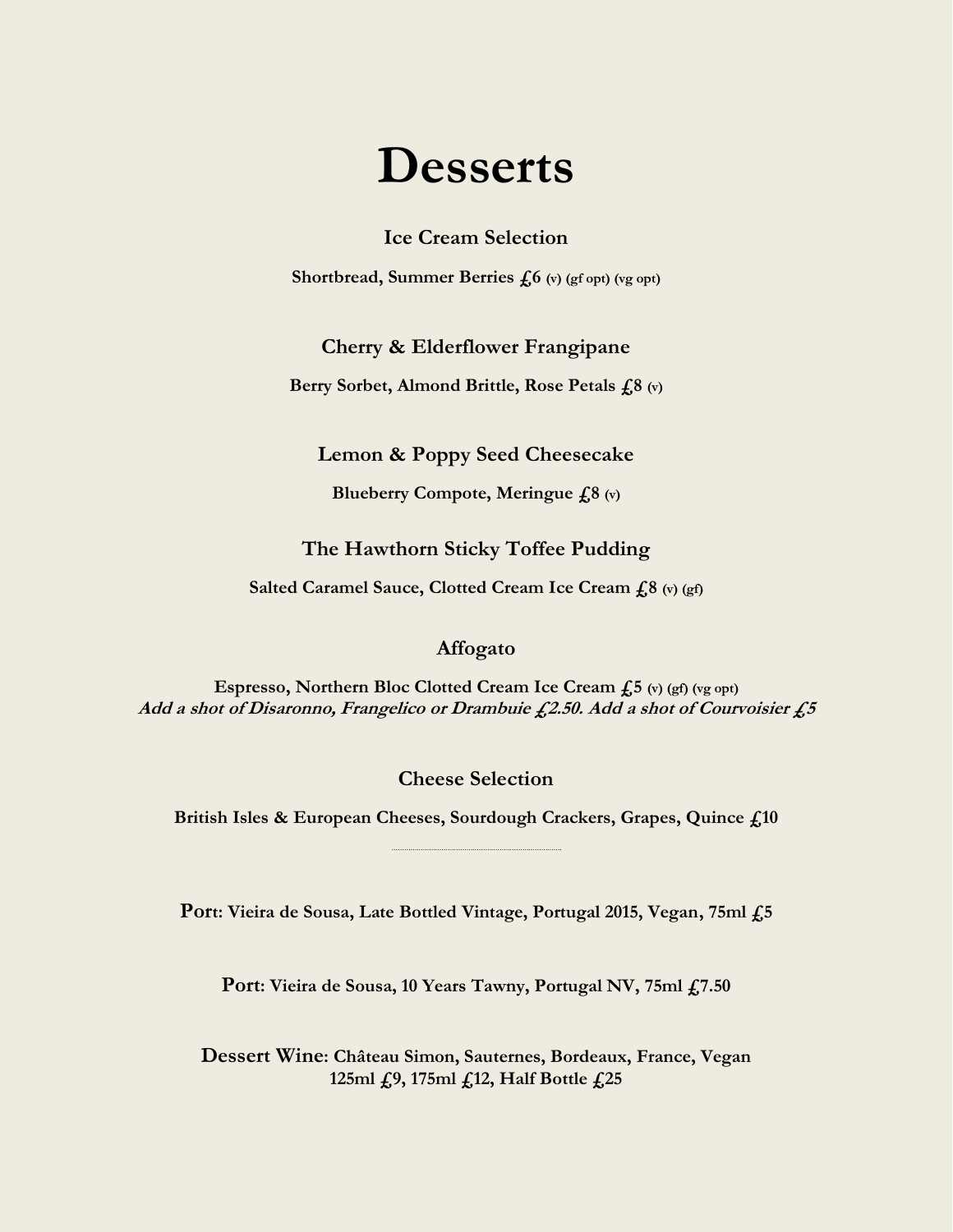# Desserts

### Ice Cream Selection

**Shortbread, Summer Berries £6 (v) (gf opt) (vg opt)**

### Cherry & Elderflower Frangipane

**Berry Sorbet, Almond Brittle, Rose Petals £8 (v)**

### Lemon & Poppy Seed Cheesecake

**Blueberry Compote, Meringue £8 (v)**

### The Hawthorn Sticky Toffee Pudding

**Salted Caramel Sauce, Clotted Cream Ice Cream £8 (v) (gf)**

### Affogato

**Espresso, Northern Bloc Clotted Cream Ice Cream £5 (v) (gf) (vg opt)**
***Add a shot of Disaronno, Frangelico or Drambuie £2.50. Add a shot of Courvoisier £5***

### Cheese Selection

**British Isles & European Cheeses, Sourdough Crackers, Grapes, Quince £10**

---

**Port: Vieira de Sousa, Late Bottled Vintage, Portugal 2015, Vegan, 75ml £5**

**Port: Vieira de Sousa, 10 Years Tawny, Portugal NV, 75ml £7.50**

**Dessert Wine: Château Simon, Sauternes, Bordeaux, France, Vegan**
**125ml £9, 175ml £12, Half Bottle £25**